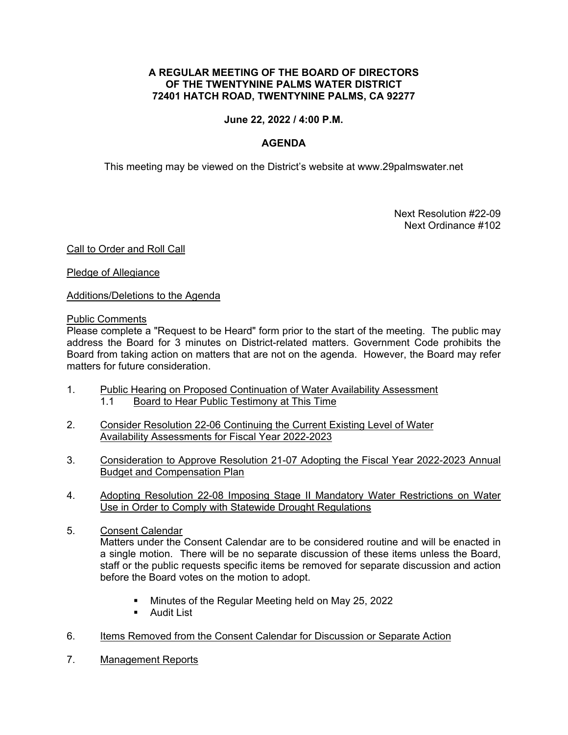**A REGULAR MEETING OF THE BOARD OF DIRECTORS**
**OF THE TWENTYNINE PALMS WATER DISTRICT**
**72401 HATCH ROAD, TWENTYNINE PALMS, CA 92277**

**June 22, 2022 / 4:00 P.M.**

**AGENDA**

This meeting may be viewed on the District's website at www.29palmswater.net

Next Resolution #22-09
Next Ordinance #102

Call to Order and Roll Call

Pledge of Allegiance

Additions/Deletions to the Agenda

Public Comments
Please complete a "Request to be Heard" form prior to the start of the meeting. The public may address the Board for 3 minutes on District-related matters. Government Code prohibits the Board from taking action on matters that are not on the agenda. However, the Board may refer matters for future consideration.

1. Public Hearing on Proposed Continuation of Water Availability Assessment
   1.1 Board to Hear Public Testimony at This Time

2. Consider Resolution 22-06 Continuing the Current Existing Level of Water Availability Assessments for Fiscal Year 2022-2023

3. Consideration to Approve Resolution 21-07 Adopting the Fiscal Year 2022-2023 Annual Budget and Compensation Plan

4. Adopting Resolution 22-08 Imposing Stage II Mandatory Water Restrictions on Water Use in Order to Comply with Statewide Drought Regulations

5. Consent Calendar
   Matters under the Consent Calendar are to be considered routine and will be enacted in a single motion. There will be no separate discussion of these items unless the Board, staff or the public requests specific items be removed for separate discussion and action before the Board votes on the motion to adopt.

   - Minutes of the Regular Meeting held on May 25, 2022
   - Audit List

6. Items Removed from the Consent Calendar for Discussion or Separate Action

7. Management Reports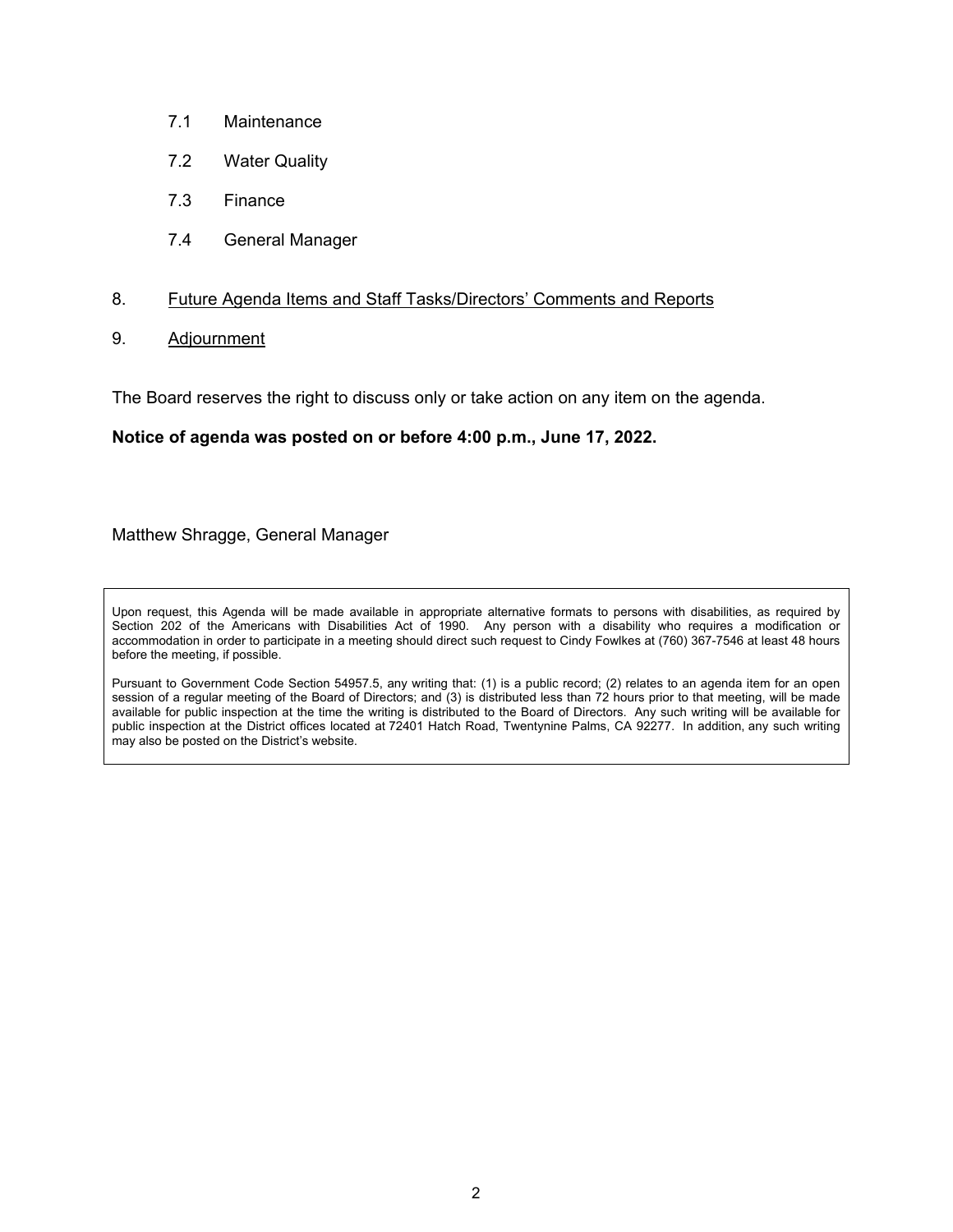7.1 Maintenance

7.2 Water Quality

7.3 Finance

7.4 General Manager

8. Future Agenda Items and Staff Tasks/Directors' Comments and Reports

9. Adjournment

The Board reserves the right to discuss only or take action on any item on the agenda.

**Notice of agenda was posted on or before 4:00 p.m., June 17, 2022.**

Matthew Shragge, General Manager

Upon request, this Agenda will be made available in appropriate alternative formats to persons with disabilities, as required by Section 202 of the Americans with Disabilities Act of 1990. Any person with a disability who requires a modification or accommodation in order to participate in a meeting should direct such request to Cindy Fowlkes at (760) 367-7546 at least 48 hours before the meeting, if possible.

Pursuant to Government Code Section 54957.5, any writing that: (1) is a public record; (2) relates to an agenda item for an open session of a regular meeting of the Board of Directors; and (3) is distributed less than 72 hours prior to that meeting, will be made available for public inspection at the time the writing is distributed to the Board of Directors. Any such writing will be available for public inspection at the District offices located at 72401 Hatch Road, Twentynine Palms, CA 92277. In addition, any such writing may also be posted on the District's website.